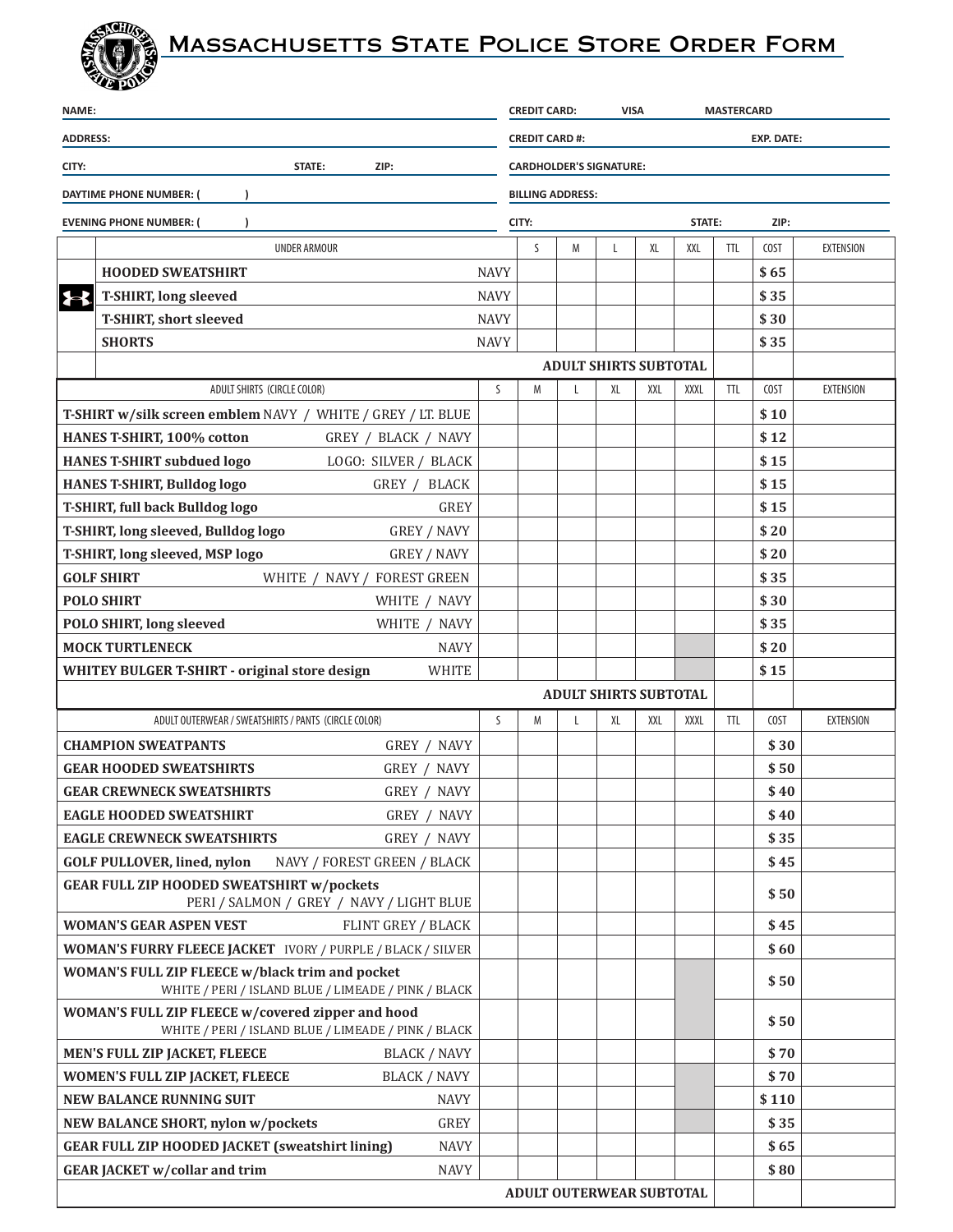# Massachusetts State Police Store Order Form

| | |
|---|---|
| **NAME:** | **CREDIT CARD:** VISA MASTERCARD |
| **ADDRESS:** | **CREDIT CARD #:** **EXP. DATE:** |
| **CITY:** **STATE:** **ZIP:** | **CARDHOLDER'S SIGNATURE:** |
| **DAYTIME PHONE NUMBER: (   )** | **BILLING ADDRESS:** |
| **EVENING PHONE NUMBER: (   )** | **CITY:** **STATE:** **ZIP:** |

| UNDER ARMOUR | | S | M | L | XL | XXL | TTL | COST | EXTENSION |
|---|---|---|---|---|---|---|---|---|---|
| **HOODED SWEATSHIRT** | NAVY | | | | | | | $65 | |
| **T-SHIRT, long sleeved** | NAVY | | | | | | | $35 | |
| **T-SHIRT, short sleeved** | NAVY | | | | | | | $30 | |
| **SHORTS** | NAVY | | | | | | | $35 | |
| | | | | | **ADULT SHIRTS SUBTOTAL** | | | | |

| ADULT SHIRTS (CIRCLE COLOR) | | S | M | L | XL | XXL | XXXL | TTL | COST | EXTENSION |
|---|---|---|---|---|---|---|---|---|---|---|
| **T-SHIRT w/silk screen emblem** | NAVY / WHITE / GREY / LT. BLUE | | | | | | | | $10 | |
| **HANES T-SHIRT, 100% cotton** | GREY / BLACK / NAVY | | | | | | | | $12 | |
| **HANES T-SHIRT subdued logo** | LOGO: SILVER / BLACK | | | | | | | | $15 | |
| **HANES T-SHIRT, Bulldog logo** | GREY / BLACK | | | | | | | | $15 | |
| **T-SHIRT, full back Bulldog logo** | GREY | | | | | | | | $15 | |
| **T-SHIRT, long sleeved, Bulldog logo** | GREY / NAVY | | | | | | | | $20 | |
| **T-SHIRT, long sleeved, MSP logo** | GREY / NAVY | | | | | | | | $20 | |
| **GOLF SHIRT** | WHITE / NAVY / FOREST GREEN | | | | | | | | $35 | |
| **POLO SHIRT** | WHITE / NAVY | | | | | | | | $30 | |
| **POLO SHIRT, long sleeved** | WHITE / NAVY | | | | | | | | $35 | |
| **MOCK TURTLENECK** | NAVY | | | | | | | | $20 | |
| **WHITEY BULGER T-SHIRT - original store design** | WHITE | | | | | | | | $15 | |
| | | | | | **ADULT SHIRTS SUBTOTAL** | | | | | |

| ADULT OUTERWEAR / SWEATSHIRTS / PANTS (CIRCLE COLOR) | | S | M | L | XL | XXL | XXXL | TTL | COST | EXTENSION |
|---|---|---|---|---|---|---|---|---|---|---|
| **CHAMPION SWEATPANTS** | GREY / NAVY | | | | | | | | $30 | |
| **GEAR HOODED SWEATSHIRTS** | GREY / NAVY | | | | | | | | $50 | |
| **GEAR CREWNECK SWEATSHIRTS** | GREY / NAVY | | | | | | | | $40 | |
| **EAGLE HOODED SWEATSHIRT** | GREY / NAVY | | | | | | | | $40 | |
| **EAGLE CREWNECK SWEATSHIRTS** | GREY / NAVY | | | | | | | | $35 | |
| **GOLF PULLOVER, lined, nylon** | NAVY / FOREST GREEN / BLACK | | | | | | | | $45 | |
| **GEAR FULL ZIP HOODED SWEATSHIRT w/pockets** | PERI / SALMON / GREY / NAVY / LIGHT BLUE | | | | | | | | $50 | |
| **WOMAN'S GEAR ASPEN VEST** | FLINT GREY / BLACK | | | | | | | | $45 | |
| **WOMAN'S FURRY FLEECE JACKET** | IVORY / PURPLE / BLACK / SILVER | | | | | | | | $60 | |
| **WOMAN'S FULL ZIP FLEECE w/black trim and pocket** | WHITE / PERI / ISLAND BLUE / LIMEADE / PINK / BLACK | | | | | | | | $50 | |
| **WOMAN'S FULL ZIP FLEECE w/covered zipper and hood** | WHITE / PERI / ISLAND BLUE / LIMEADE / PINK / BLACK | | | | | | | | $50 | |
| **MEN'S FULL ZIP JACKET, FLEECE** | BLACK / NAVY | | | | | | | | $70 | |
| **WOMEN'S FULL ZIP JACKET, FLEECE** | BLACK / NAVY | | | | | | | | $70 | |
| **NEW BALANCE RUNNING SUIT** | NAVY | | | | | | | | $110 | |
| **NEW BALANCE SHORT, nylon w/pockets** | GREY | | | | | | | | $35 | |
| **GEAR FULL ZIP HOODED JACKET (sweatshirt lining)** | NAVY | | | | | | | | $65 | |
| **GEAR JACKET w/collar and trim** | NAVY | | | | | | | | $80 | |
| | | | | | **ADULT OUTERWEAR SUBTOTAL** | | | | | |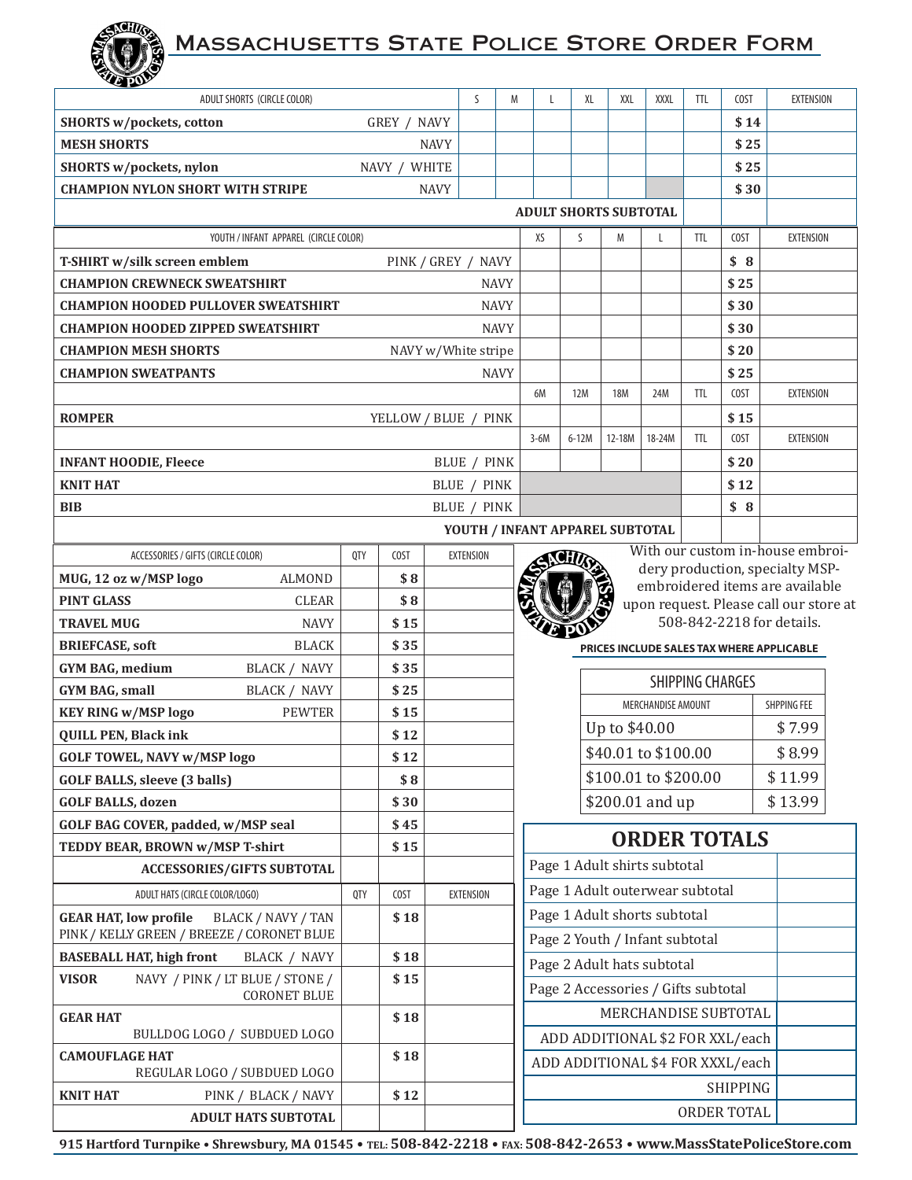# Massachusetts State Police Store Order Form

| ADULT SHORTS (CIRCLE COLOR) | | S | M | L | XL | XXL | XXXL | TTL | COST | EXTENSION |
|---|---|---|---|---|---|---|---|---|---|---|
| **SHORTS w/pockets, cotton** | GREY / NAVY | | | | | | | | **$14** | |
| **MESH SHORTS** | NAVY | | | | | | | | **$25** | |
| **SHORTS w/pockets, nylon** | NAVY / WHITE | | | | | | | | **$25** | |
| **CHAMPION NYLON SHORT WITH STRIPE** | NAVY | | | | | | | | **$30** | |
| | | | | | | | **ADULT SHORTS SUBTOTAL** | | | |

| YOUTH / INFANT APPAREL (CIRCLE COLOR) | | XS | S | M | L | TTL | COST | EXTENSION |
|---|---|---|---|---|---|---|---|---|
| **T-SHIRT w/silk screen emblem** | PINK / GREY / NAVY | | | | | | **$ 8** | |
| **CHAMPION CREWNECK SWEATSHIRT** | NAVY | | | | | | **$25** | |
| **CHAMPION HOODED PULLOVER SWEATSHIRT** | NAVY | | | | | | **$30** | |
| **CHAMPION HOODED ZIPPED SWEATSHIRT** | NAVY | | | | | | **$30** | |
| **CHAMPION MESH SHORTS** | NAVY w/White stripe | | | | | | **$20** | |
| **CHAMPION SWEATPANTS** | NAVY | | | | | | **$25** | |
| | | 6M | 12M | 18M | 24M | TTL | COST | EXTENSION |
| **ROMPER** | YELLOW / BLUE / PINK | | | | | | **$15** | |
| | | 3-6M | 6-12M | 12-18M | 18-24M | TTL | COST | EXTENSION |
| **INFANT HOODIE, Fleece** | BLUE / PINK | | | | | | **$20** | |
| **KNIT HAT** | BLUE / PINK | | | | | | **$12** | |
| **BIB** | BLUE / PINK | | | | | | **$ 8** | |
| | **YOUTH / INFANT APPAREL SUBTOTAL** | | | | | | | |

| ACCESSORIES / GIFTS (CIRCLE COLOR) | | QTY | COST | EXTENSION |
|---|---|---|---|---|
| **MUG, 12 oz w/MSP logo** | ALMOND | | **$8** | |
| **PINT GLASS** | CLEAR | | **$8** | |
| **TRAVEL MUG** | NAVY | | **$15** | |
| **BRIEFCASE, soft** | BLACK | | **$35** | |
| **GYM BAG, medium** | BLACK / NAVY | | **$35** | |
| **GYM BAG, small** | BLACK / NAVY | | **$25** | |
| **KEY RING w/MSP logo** | PEWTER | | **$15** | |
| **QUILL PEN, Black ink** | | | **$12** | |
| **GOLF TOWEL, NAVY w/MSP logo** | | | **$12** | |
| **GOLF BALLS, sleeve (3 balls)** | | | **$8** | |
| **GOLF BALLS, dozen** | | | **$30** | |
| **GOLF BAG COVER, padded, w/MSP seal** | | | **$45** | |
| **TEDDY BEAR, BROWN w/MSP T-shirt** | | | **$15** | |
| **ACCESSORIES/GIFTS SUBTOTAL** | | | | |

| ADULT HATS (CIRCLE COLOR/LOGO) | QTY | COST | EXTENSION |
|---|---|---|---|
| **GEAR HAT, low profile** BLACK / NAVY / TAN PINK / KELLY GREEN / BREEZE / CORONET BLUE | | **$18** | |
| **BASEBALL HAT, high front** BLACK / NAVY | | **$18** | |
| **VISOR** NAVY / PINK / LT BLUE / STONE / CORONET BLUE | | **$15** | |
| **GEAR HAT** BULLDOG LOGO / SUBDUED LOGO | | **$18** | |
| **CAMOUFLAGE HAT** REGULAR LOGO / SUBDUED LOGO | | **$18** | |
| **KNIT HAT** PINK / BLACK / NAVY | | **$12** | |
| **ADULT HATS SUBTOTAL** | | | |

With our custom in-house embroidery production, specialty MSP-embroidered items are available upon request. Please call our store at 508-842-2218 for details.

**PRICES INCLUDE SALES TAX WHERE APPLICABLE**

| SHIPPING CHARGES | |
|---|---|
| MERCHANDISE AMOUNT | SHPPING FEE |
| Up to $40.00 | $7.99 |
| $40.01 to $100.00 | $8.99 |
| $100.01 to $200.00 | $11.99 |
| $200.01 and up | $13.99 |

| ORDER TOTALS | |
|---|---|
| Page 1 Adult shirts subtotal | |
| Page 1 Adult outerwear subtotal | |
| Page 1 Adult shorts subtotal | |
| Page 2 Youth / Infant subtotal | |
| Page 2 Adult hats subtotal | |
| Page 2 Accessories / Gifts subtotal | |
| MERCHANDISE SUBTOTAL | |
| ADD ADDITIONAL $2 FOR XXL/each | |
| ADD ADDITIONAL $4 FOR XXXL/each | |
| SHIPPING | |
| ORDER TOTAL | |

**915 Hartford Turnpike • Shrewsbury, MA 01545 • TEL: 508-842-2218 • FAX: 508-842-2653 • www.MassStatePoliceStore.com**